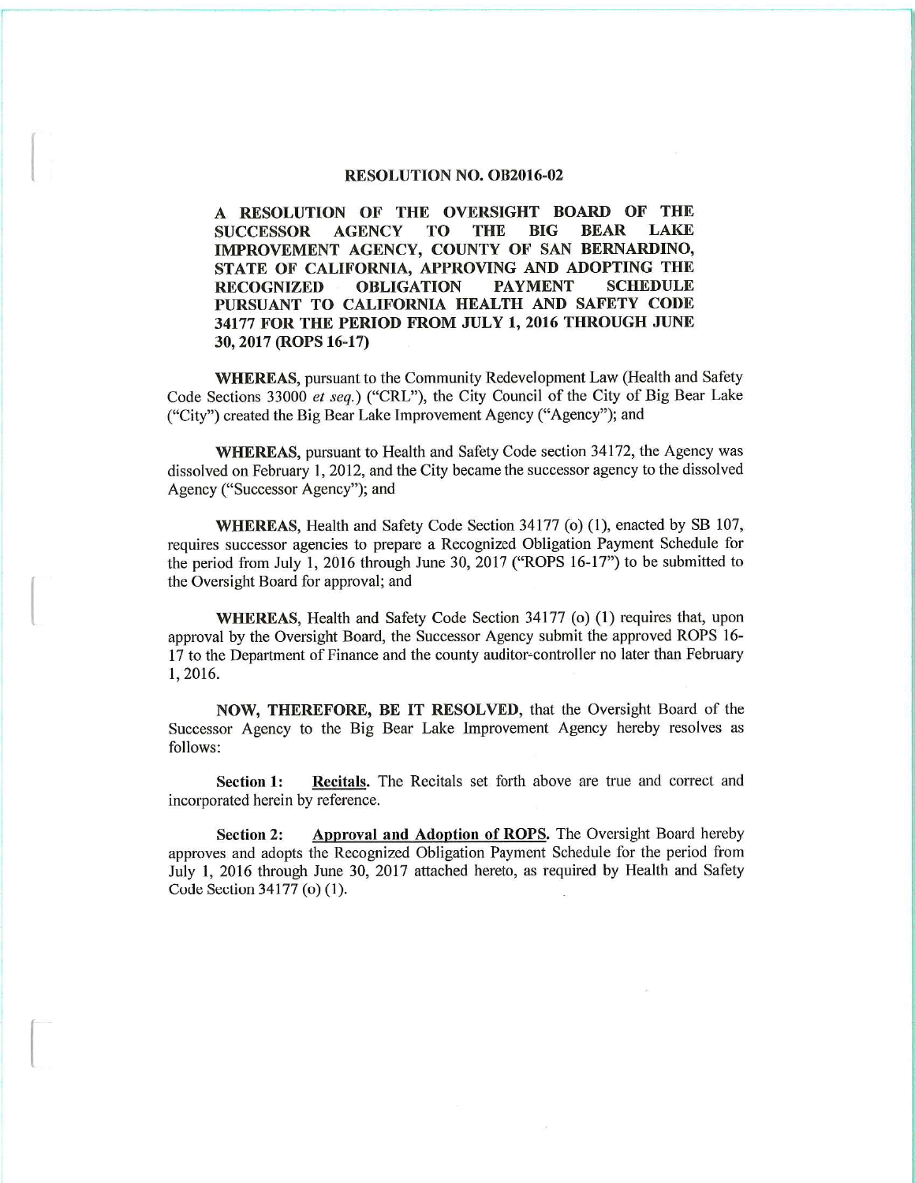# RESOLUTION NO. OB2016-02

**A RESOLUTION OF THE OVERSIGHT BOARD OF THE SUCCESSOR AGENCY TO THE BIG BEAR LAKE IMPROVEMENT AGENCY, COUNTY OF SAN BERNARDINO, STATE OF CALIFORNIA, APPROVING AND ADOPTING THE RECOGNIZED OBLIGATION PAYMENT SCHEDULE PURSUANT TO CALIFORNIA HEALTH AND SAFETY CODE 34177 FOR THE PERIOD FROM JULY 1, 2016 THROUGH JUNE 30, 2017 (ROPS 16-17)**

**WHEREAS,** pursuant to the Community Redevelopment Law (Health and Safety Code Sections 33000 *et seq.*) ("CRL"), the City Council of the City of Big Bear Lake ("City") created the Big Bear Lake Improvement Agency ("Agency"); and

**WHEREAS,** pursuant to Health and Safety Code section 34172, the Agency was dissolved on February 1, 2012, and the City became the successor agency to the dissolved Agency ("Successor Agency"); and

**WHEREAS,** Health and Safety Code Section 34177 (o) (1), enacted by SB 107, requires successor agencies to prepare a Recognized Obligation Payment Schedule for the period from July 1, 2016 through June 30, 2017 ("ROPS 16-17") to be submitted to the Oversight Board for approval; and

**WHEREAS,** Health and Safety Code Section 34177 (o) (1) requires that, upon approval by the Oversight Board, the Successor Agency submit the approved ROPS 16-17 to the Department of Finance and the county auditor-controller no later than February 1, 2016.

**NOW, THEREFORE, BE IT RESOLVED,** that the Oversight Board of the Successor Agency to the Big Bear Lake Improvement Agency hereby resolves as follows:

**Section 1:** **Recitals.** The Recitals set forth above are true and correct and incorporated herein by reference.

**Section 2:** **Approval and Adoption of ROPS.** The Oversight Board hereby approves and adopts the Recognized Obligation Payment Schedule for the period from July 1, 2016 through June 30, 2017 attached hereto, as required by Health and Safety Code Section 34177 (o) (1).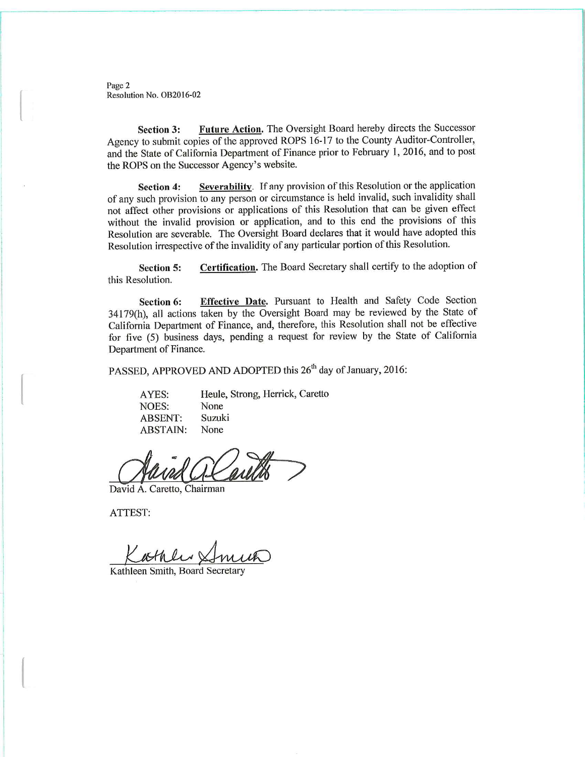**Section 3:** **Future Action.** The Oversight Board hereby directs the Successor Agency to submit copies of the approved ROPS 16-17 to the County Auditor-Controller, and the State of California Department of Finance prior to February 1, 2016, and to post the ROPS on the Successor Agency's website.

**Section 4:** **Severability**. If any provision of this Resolution or the application of any such provision to any person or circumstance is held invalid, such invalidity shall not affect other provisions or applications of this Resolution that can be given effect without the invalid provision or application, and to this end the provisions of this Resolution are severable. The Oversight Board declares that it would have adopted this Resolution irrespective of the invalidity of any particular portion of this Resolution.

**Section 5:** **Certification.** The Board Secretary shall certify to the adoption of this Resolution.

**Section 6:** **Effective Date.** Pursuant to Health and Safety Code Section 34179(h), all actions taken by the Oversight Board may be reviewed by the State of California Department of Finance, and, therefore, this Resolution shall not be effective for five (5) business days, pending a request for review by the State of California Department of Finance.

PASSED, APPROVED AND ADOPTED this 26th day of January, 2016:

AYES: Heule, Strong, Herrick, Caretto
NOES: None
ABSENT: Suzuki
ABSTAIN: None

David A. Caretto, Chairman

ATTEST:

Kathleen Smith, Board Secretary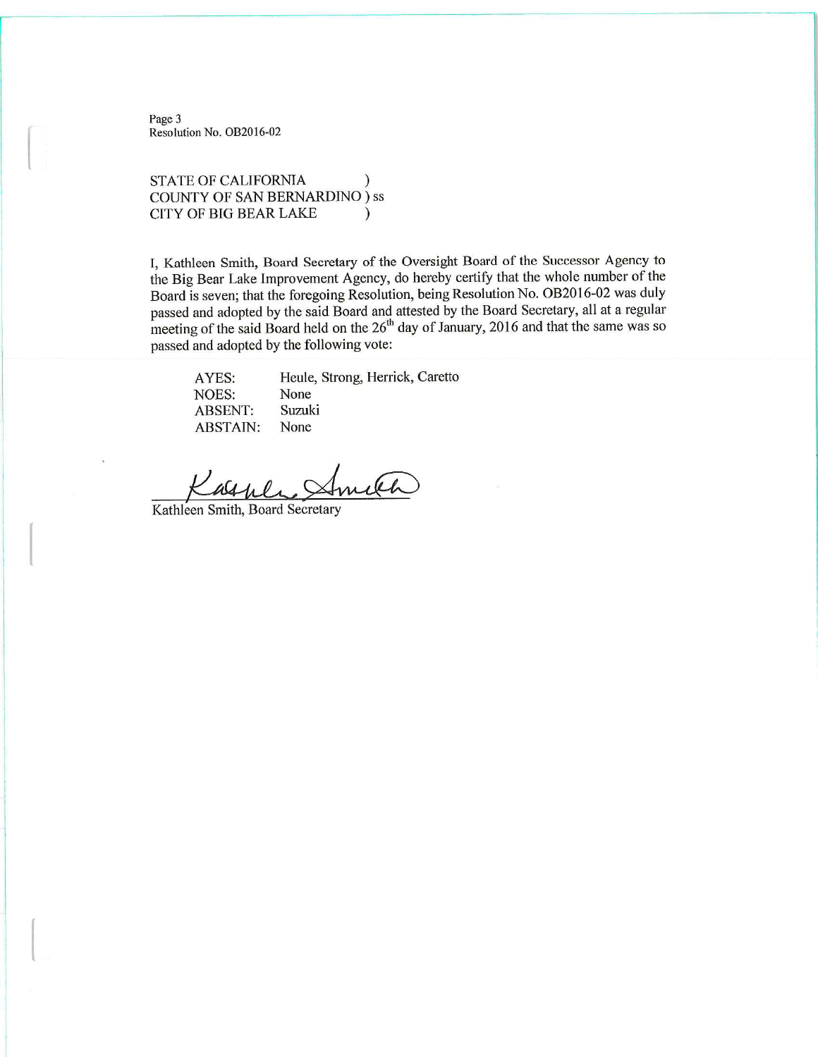Page 3
Resolution No. OB2016-02

STATE OF CALIFORNIA )
COUNTY OF SAN BERNARDINO ) ss
CITY OF BIG BEAR LAKE )

I, Kathleen Smith, Board Secretary of the Oversight Board of the Successor Agency to the Big Bear Lake Improvement Agency, do hereby certify that the whole number of the Board is seven; that the foregoing Resolution, being Resolution No. OB2016-02 was duly passed and adopted by the said Board and attested by the Board Secretary, all at a regular meeting of the said Board held on the 26th day of January, 2016 and that the same was so passed and adopted by the following vote:

| | |
|---|---|
| AYES: | Heule, Strong, Herrick, Caretto |
| NOES: | None |
| ABSENT: | Suzuki |
| ABSTAIN: | None |

Kathleen Smith, Board Secretary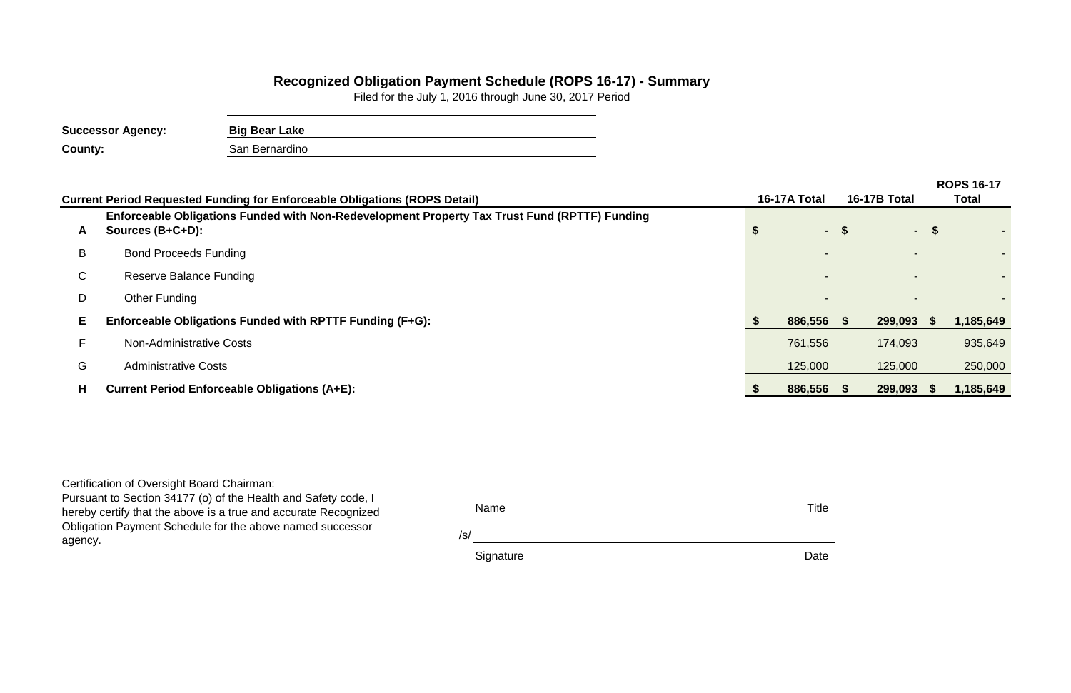## Recognized Obligation Payment Schedule (ROPS 16-17) - Summary

Filed for the July 1, 2016 through June 30, 2017 Period

**Successor Agency:** **Big Bear Lake**

**County:** San Bernardino

| | **Current Period Requested Funding for Enforceable Obligations (ROPS Detail)** | **16-17A Total** | **16-17B Total** | **ROPS 16-17 Total** |
|---|---|---|---|---|
| **A** | **Enforceable Obligations Funded with Non-Redevelopment Property Tax Trust Fund (RPTTF) Funding Sources (B+C+D):** | **$ -** | **$ -** | **$ -** |
| B | Bond Proceeds Funding | - | - | - |
| C | Reserve Balance Funding | - | - | - |
| D | Other Funding | - | - | - |
| **E** | **Enforceable Obligations Funded with RPTTF Funding (F+G):** | **$ 886,556** | **$ 299,093** | **$ 1,185,649** |
| F | Non-Administrative Costs | 761,556 | 174,093 | 935,649 |
| G | Administrative Costs | 125,000 | 125,000 | 250,000 |
| **H** | **Current Period Enforceable Obligations (A+E):** | **$ 886,556** | **$ 299,093** | **$ 1,185,649** |

Certification of Oversight Board Chairman:
Pursuant to Section 34177 (o) of the Health and Safety code, I hereby certify that the above is a true and accurate Recognized Obligation Payment Schedule for the above named successor agency.

Name Title

/s/

Signature Date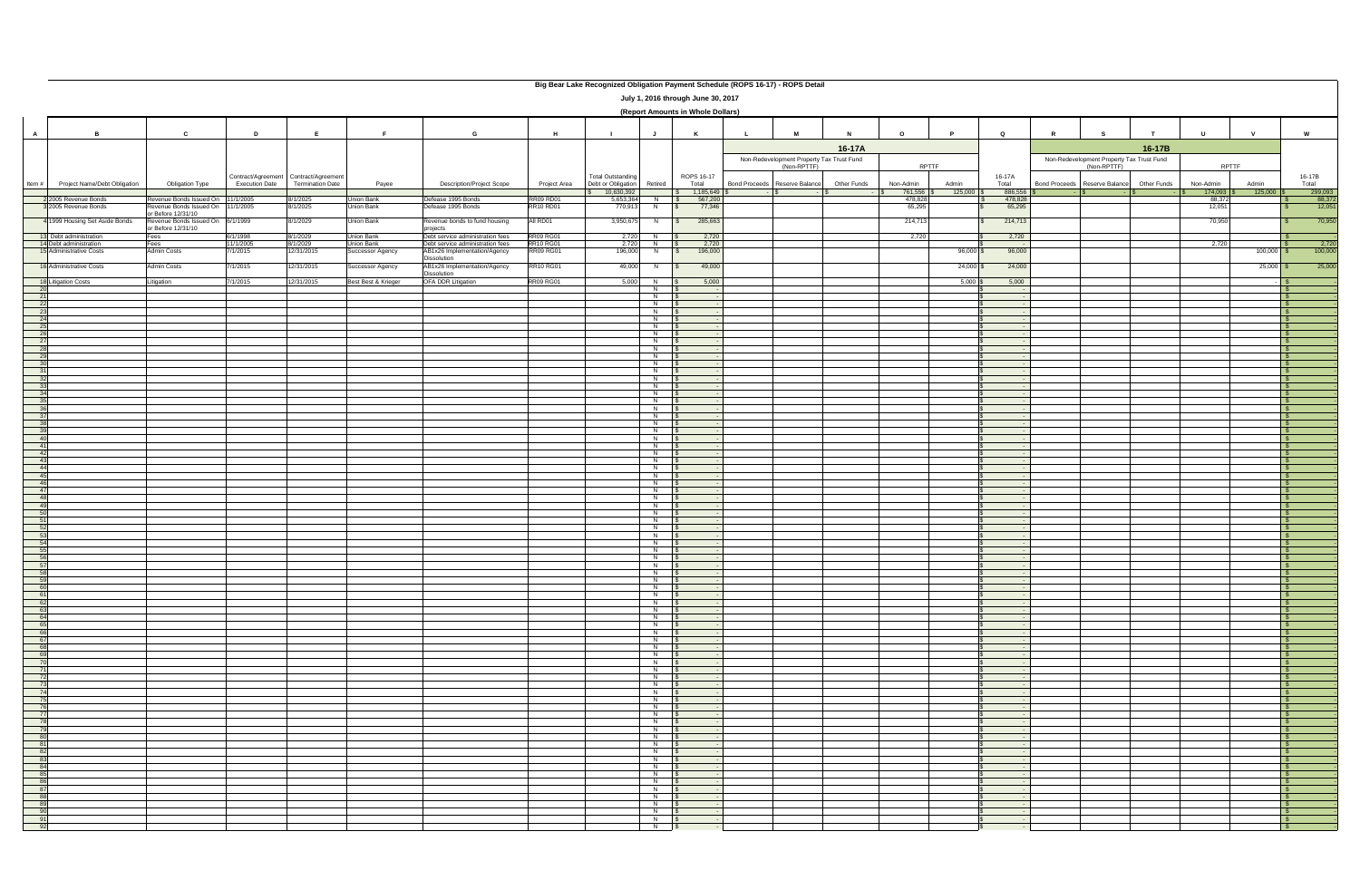# Big Bear Lake Recognized Obligation Payment Schedule (ROPS 16-17) - ROPS Detail

**July 1, 2016 through June 30, 2017**

**(Report Amounts in Whole Dollars)**

| A | B | C | D | E | F | G | H | I | J | K | L | M | N | O | P | Q | R | S | T | U | V | W |
|---|---|---|---|---|---|---|---|---|---|---|---|---|---|---|---|---|---|---|---|---|---|---|
| | | | | | | | | | | | 16-17A | | | | | | 16-17B | | | | | |
| | | | | | | | | | | | Non-Redevelopment Property Tax Trust Fund (Non-RPTTF) | | | RPTTF | | | Non-Redevelopment Property Tax Trust Fund (Non-RPTTF) | | | RPTTF | | |
| Item # | Project Name/Debt Obligation | Obligation Type | Contract/Agreement Execution Date | Contract/Agreement Termination Date | Payee | Description/Project Scope | Project Area | Total Outstanding Debt or Obligation | Retired | ROPS 16-17 Total | Bond Proceeds | Reserve Balance | Other Funds | Non-Admin | Admin | 16-17A Total | Bond Proceeds | Reserve Balance | Other Funds | Non-Admin | Admin | 16-17B Total |
| | | | | | | | | $ 10,630,392 | | $ 1,185,649 | $ - | $ - | $ - | $ 761,556 | $ 125,000 | $ 886,556 | $ - | $ - | $ - | $ 174,093 | $ 125,000 | $ 299,093 |
| 2 | 2005 Revenue Bonds | Revenue Bonds Issued On or Before 12/31/10 | 11/1/2005 | 8/1/2025 | Union Bank | Defease 1995 Bonds | RR09 RD01 | 5,653,364 | N | $ 567,200 | | | | 478,828 | | $ 478,828 | | | | 88,372 | | $ 88,372 |
| 3 | 2005 Revenue Bonds | Revenue Bonds Issued On or Before 12/31/10 | 11/1/2005 | 8/1/2025 | Union Bank | Defease 1995 Bonds | RR10 RD01 | 770,913 | N | $ 77,346 | | | | 65,295 | | $ 65,295 | | | | 12,051 | | $ 12,051 |
| 4 | 1999 Housing Set Aside Bonds | Revenue Bonds Issued On or Before 12/31/10 | 6/1/1999 | 8/1/2029 | Union Bank | Revenue bonds to fund housing projects | All RD01 | 3,950,675 | N | $ 285,663 | | | | 214,713 | | $ 214,713 | | | | 70,950 | | $ 70,950 |
| 13 | Debt administration | Fees | 6/1/1998 | 8/1/2029 | Union Bank | Debt service administration fees | RR09 RG01 | 2,720 | N | $ 2,720 | | | | 2,720 | | $ 2,720 | | | | | | $ - |
| 14 | Debt administration | Fees | 11/1/2005 | 8/1/2029 | Union Bank | Debt service administration fees | RR10 RG01 | 2,720 | N | $ 2,720 | | | | | | $ - | | | | 2,720 | | $ 2,720 |
| 15 | Administrative Costs | Admin Costs | 7/1/2015 | 12/31/2015 | Successor Agency | AB1x26 Implementation/Agency Dissolution | RR09 RG01 | 196,000 | N | $ 196,000 | | | | | 96,000 | $ 96,000 | | | | | 100,000 | $ 100,000 |
| 16 | Administrative Costs | Admin Costs | 7/1/2015 | 12/31/2015 | Successor Agency | AB1x26 Implementation/Agency Dissolution | RR10 RG01 | 49,000 | N | $ 49,000 | | | | | 24,000 | $ 24,000 | | | | | 25,000 | $ 25,000 |
| 18 | Litigation Costs | Litigation | 7/1/2015 | 12/31/2015 | Best Best & Krieger | OFA DDR Litigation | RR09 RG01 | 5,000 | N | $ 5,000 | | | | | 5,000 | $ 5,000 | | | | | - | $ - |
| 20 | | | | | | | | | N | $ - | | | | | | $ - | | | | | | $ - |
| 21 | | | | | | | | | N | $ - | | | | | | $ - | | | | | | $ - |
| 22 | | | | | | | | | N | $ - | | | | | | $ - | | | | | | $ - |
| 23 | | | | | | | | | N | $ - | | | | | | $ - | | | | | | $ - |
| 24 | | | | | | | | | N | $ - | | | | | | $ - | | | | | | $ - |
| 25 | | | | | | | | | N | $ - | | | | | | $ - | | | | | | $ - |
| 26 | | | | | | | | | N | $ - | | | | | | $ - | | | | | | $ - |
| 27 | | | | | | | | | N | $ - | | | | | | $ - | | | | | | $ - |
| 28 | | | | | | | | | N | $ - | | | | | | $ - | | | | | | $ - |
| 29 | | | | | | | | | N | $ - | | | | | | $ - | | | | | | $ - |
| 30 | | | | | | | | | N | $ - | | | | | | $ - | | | | | | $ - |
| 31 | | | | | | | | | N | $ - | | | | | | $ - | | | | | | $ - |
| 32 | | | | | | | | | N | $ - | | | | | | $ - | | | | | | $ - |
| 33 | | | | | | | | | N | $ - | | | | | | $ - | | | | | | $ - |
| 34 | | | | | | | | | N | $ - | | | | | | $ - | | | | | | $ - |
| 35 | | | | | | | | | N | $ - | | | | | | $ - | | | | | | $ - |
| 36 | | | | | | | | | N | $ - | | | | | | $ - | | | | | | $ - |
| 37 | | | | | | | | | N | $ - | | | | | | $ - | | | | | | $ - |
| 38 | | | | | | | | | N | $ - | | | | | | $ - | | | | | | $ - |
| 39 | | | | | | | | | N | $ - | | | | | | $ - | | | | | | $ - |
| 40 | | | | | | | | | N | $ - | | | | | | $ - | | | | | | $ - |
| 41 | | | | | | | | | N | $ - | | | | | | $ - | | | | | | $ - |
| 42 | | | | | | | | | N | $ - | | | | | | $ - | | | | | | $ - |
| 43 | | | | | | | | | N | $ - | | | | | | $ - | | | | | | $ - |
| 44 | | | | | | | | | N | $ - | | | | | | $ - | | | | | | $ - |
| 45 | | | | | | | | | N | $ - | | | | | | $ - | | | | | | $ - |
| 46 | | | | | | | | | N | $ - | | | | | | $ - | | | | | | $ - |
| 47 | | | | | | | | | N | $ - | | | | | | $ - | | | | | | $ - |
| 48 | | | | | | | | | N | $ - | | | | | | $ - | | | | | | $ - |
| 49 | | | | | | | | | N | $ - | | | | | | $ - | | | | | | $ - |
| 50 | | | | | | | | | N | $ - | | | | | | $ - | | | | | | $ - |
| 51 | | | | | | | | | N | $ - | | | | | | $ - | | | | | | $ - |
| 52 | | | | | | | | | N | $ - | | | | | | $ - | | | | | | $ - |
| 53 | | | | | | | | | N | $ - | | | | | | $ - | | | | | | $ - |
| 54 | | | | | | | | | N | $ - | | | | | | $ - | | | | | | $ - |
| 55 | | | | | | | | | N | $ - | | | | | | $ - | | | | | | $ - |
| 56 | | | | | | | | | N | $ - | | | | | | $ - | | | | | | $ - |
| 57 | | | | | | | | | N | $ - | | | | | | $ - | | | | | | $ - |
| 58 | | | | | | | | | N | $ - | | | | | | $ - | | | | | | $ - |
| 59 | | | | | | | | | N | $ - | | | | | | $ - | | | | | | $ - |
| 60 | | | | | | | | | N | $ - | | | | | | $ - | | | | | | $ - |
| 61 | | | | | | | | | N | $ - | | | | | | $ - | | | | | | $ - |
| 62 | | | | | | | | | N | $ - | | | | | | $ - | | | | | | $ - |
| 63 | | | | | | | | | N | $ - | | | | | | $ - | | | | | | $ - |
| 64 | | | | | | | | | N | $ - | | | | | | $ - | | | | | | $ - |
| 65 | | | | | | | | | N | $ - | | | | | | $ - | | | | | | $ - |
| 66 | | | | | | | | | N | $ - | | | | | | $ - | | | | | | $ - |
| 67 | | | | | | | | | N | $ - | | | | | | $ - | | | | | | $ - |
| 68 | | | | | | | | | N | $ - | | | | | | $ - | | | | | | $ - |
| 69 | | | | | | | | | N | $ - | | | | | | $ - | | | | | | $ - |
| 70 | | | | | | | | | N | $ - | | | | | | $ - | | | | | | $ - |
| 71 | | | | | | | | | N | $ - | | | | | | $ - | | | | | | $ - |
| 72 | | | | | | | | | N | $ - | | | | | | $ - | | | | | | $ - |
| 73 | | | | | | | | | N | $ - | | | | | | $ - | | | | | | $ - |
| 74 | | | | | | | | | N | $ - | | | | | | $ - | | | | | | $ - |
| 75 | | | | | | | | | N | $ - | | | | | | $ - | | | | | | $ - |
| 76 | | | | | | | | | N | $ - | | | | | | $ - | | | | | | $ - |
| 77 | | | | | | | | | N | $ - | | | | | | $ - | | | | | | $ - |
| 78 | | | | | | | | | N | $ - | | | | | | $ - | | | | | | $ - |
| 79 | | | | | | | | | N | $ - | | | | | | $ - | | | | | | $ - |
| 80 | | | | | | | | | N | $ - | | | | | | $ - | | | | | | $ - |
| 81 | | | | | | | | | N | $ - | | | | | | $ - | | | | | | $ - |
| 82 | | | | | | | | | N | $ - | | | | | | $ - | | | | | | $ - |
| 83 | | | | | | | | | N | $ - | | | | | | $ - | | | | | | $ - |
| 84 | | | | | | | | | N | $ - | | | | | | $ - | | | | | | $ - |
| 85 | | | | | | | | | N | $ - | | | | | | $ - | | | | | | $ - |
| 86 | | | | | | | | | N | $ - | | | | | | $ - | | | | | | $ - |
| 87 | | | | | | | | | N | $ - | | | | | | $ - | | | | | | $ - |
| 88 | | | | | | | | | N | $ - | | | | | | $ - | | | | | | $ - |
| 89 | | | | | | | | | N | $ - | | | | | | $ - | | | | | | $ - |
| 90 | | | | | | | | | N | $ - | | | | | | $ - | | | | | | $ - |
| 91 | | | | | | | | | N | $ - | | | | | | $ - | | | | | | $ - |
| 92 | | | | | | | | | N | $ - | | | | | | $ - | | | | | | $ - |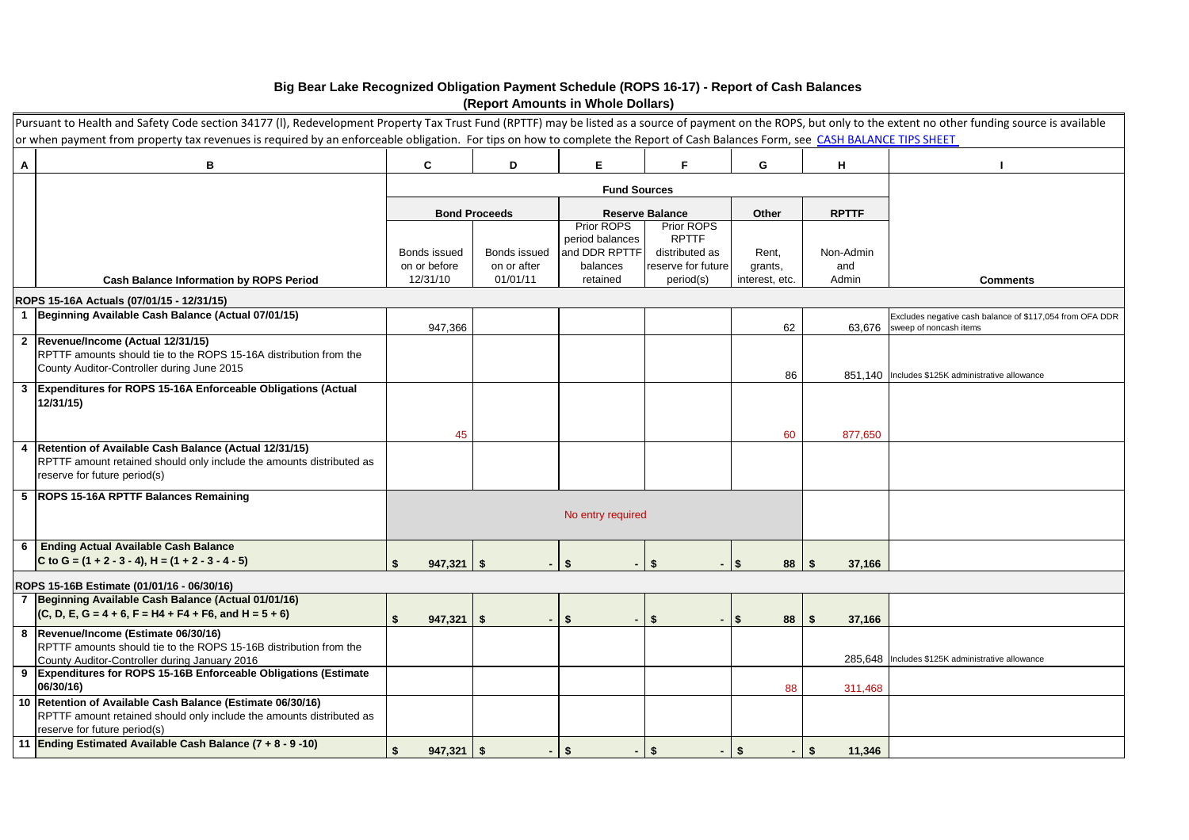# Big Bear Lake Recognized Obligation Payment Schedule (ROPS 16-17) - Report of Cash Balances
## (Report Amounts in Whole Dollars)

Pursuant to Health and Safety Code section 34177 (l), Redevelopment Property Tax Trust Fund (RPTTF) may be listed as a source of payment on the ROPS, but only to the extent no other funding source is available or when payment from property tax revenues is required by an enforceable obligation. For tips on how to complete the Report of Cash Balances Form, see CASH BALANCE TIPS SHEET

| A | B | C | D | E | F | G | H | I |
|---|---|---|---|---|---|---|---|---|
| | | Fund Sources | | | | | | |
| | | Bond Proceeds | | Reserve Balance | | Other | RPTTF | |
| | Cash Balance Information by ROPS Period | Bonds issued on or before 12/31/10 | Bonds issued on or after 01/01/11 | Prior ROPS period balances and DDR RPTTF balances retained | Prior ROPS RPTTF distributed as reserve for future period(s) | Rent, grants, interest, etc. | Non-Admin and Admin | Comments |
| | **ROPS 15-16A Actuals (07/01/15 - 12/31/15)** | | | | | | | |
| 1 | **Beginning Available Cash Balance (Actual 07/01/15)** | 947,366 | | | | 62 | 63,676 | Excludes negative cash balance of $117,054 from OFA DDR sweep of noncash items |
| 2 | **Revenue/Income (Actual 12/31/15)** RPTTF amounts should tie to the ROPS 15-16A distribution from the County Auditor-Controller during June 2015 | | | | | 86 | 851,140 | Includes $125K administrative allowance |
| 3 | **Expenditures for ROPS 15-16A Enforceable Obligations (Actual 12/31/15)** | 45 | | | | 60 | 877,650 | |
| 4 | **Retention of Available Cash Balance (Actual 12/31/15)** RPTTF amount retained should only include the amounts distributed as reserve for future period(s) | | | | | | | |
| 5 | **ROPS 15-16A RPTTF Balances Remaining** | No entry required | | | | | | |
| 6 | **Ending Actual Available Cash Balance** C to G = (1 + 2 - 3 - 4), H = (1 + 2 - 3 - 4 - 5) | $ 947,321 | $ - | $ - | $ - | $ 88 | $ 37,166 | |
| | **ROPS 15-16B Estimate (01/01/16 - 06/30/16)** | | | | | | | |
| 7 | **Beginning Available Cash Balance (Actual 01/01/16)** (C, D, E, G = 4 + 6, F = H4 + F4 + F6, and H = 5 + 6) | $ 947,321 | $ - | $ - | $ - | $ 88 | $ 37,166 | |
| 8 | **Revenue/Income (Estimate 06/30/16)** RPTTF amounts should tie to the ROPS 15-16B distribution from the County Auditor-Controller during January 2016 | | | | | | 285,648 | Includes $125K administrative allowance |
| 9 | **Expenditures for ROPS 15-16B Enforceable Obligations (Estimate 06/30/16)** | | | | | 88 | 311,468 | |
| 10 | **Retention of Available Cash Balance (Estimate 06/30/16)** RPTTF amount retained should only include the amounts distributed as reserve for future period(s) | | | | | | | |
| 11 | **Ending Estimated Available Cash Balance (7 + 8 - 9 -10)** | $ 947,321 | $ - | $ - | $ - | $ - | $ 11,346 | |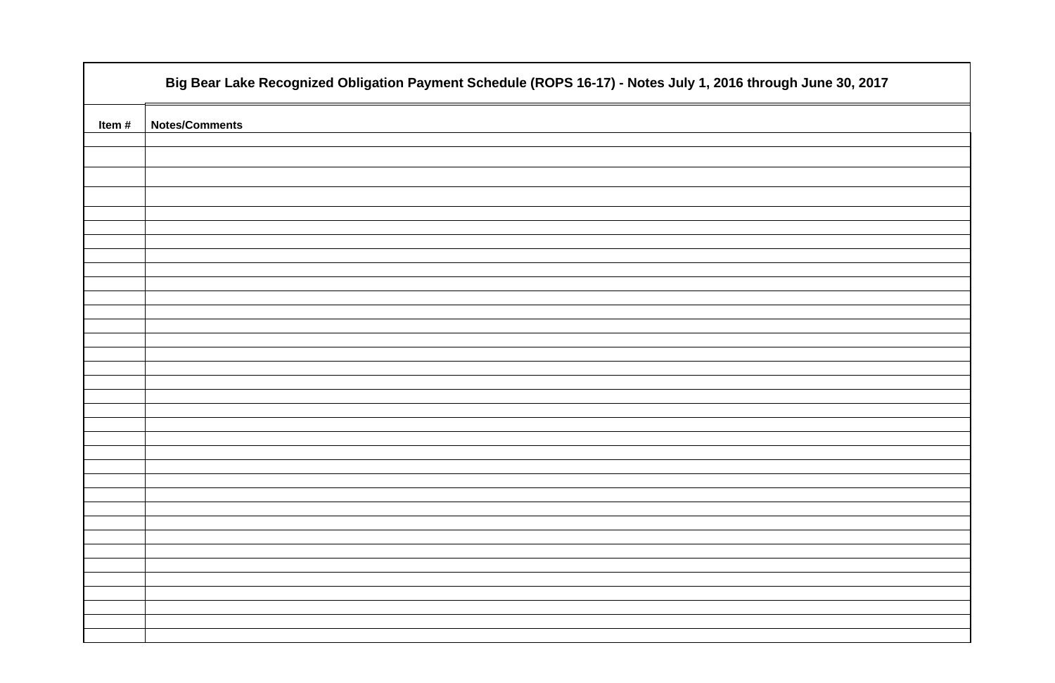## Big Bear Lake Recognized Obligation Payment Schedule (ROPS 16-17) - Notes July 1, 2016 through June 30, 2017

| Item # | Notes/Comments |
|---|---|
| | |
| | |
| | |
| | |
| | |
| | |
| | |
| | |
| | |
| | |
| | |
| | |
| | |
| | |
| | |
| | |
| | |
| | |
| | |
| | |
| | |
| | |
| | |
| | |
| | |
| | |
| | |
| | |
| | |
| | |
| | |
| | |
| | |
| | |
| | |
| | |